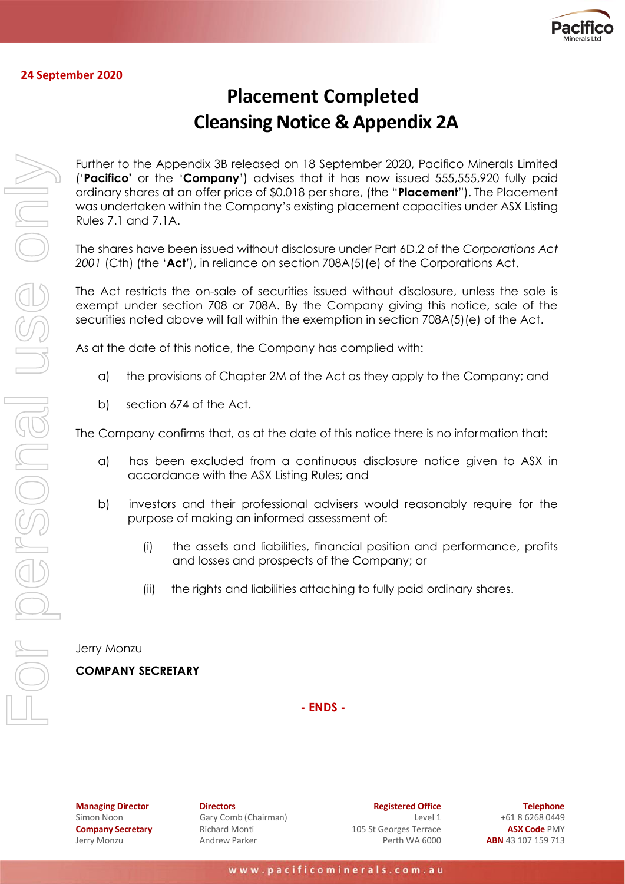**24 September 2020**

# Placement Completed
# Cleansing Notice & Appendix 2A

Further to the Appendix 3B released on 18 September 2020, Pacifico Minerals Limited ('**Pacifico**' or the '**Company**') advises that it has now issued 555,555,920 fully paid ordinary shares at an offer price of $0.018 per share, (the "**Placement**"). The Placement was undertaken within the Company's existing placement capacities under ASX Listing Rules 7.1 and 7.1A.

The shares have been issued without disclosure under Part 6D.2 of the *Corporations Act 2001* (Cth) (the '**Act**'), in reliance on section 708A(5)(e) of the Corporations Act.

The Act restricts the on-sale of securities issued without disclosure, unless the sale is exempt under section 708 or 708A. By the Company giving this notice, sale of the securities noted above will fall within the exemption in section 708A(5)(e) of the Act.

As at the date of this notice, the Company has complied with:

a) the provisions of Chapter 2M of the Act as they apply to the Company; and

b) section 674 of the Act.

The Company confirms that, as at the date of this notice there is no information that:

a) has been excluded from a continuous disclosure notice given to ASX in accordance with the ASX Listing Rules; and

b) investors and their professional advisers would reasonably require for the purpose of making an informed assessment of:

   (i) the assets and liabilities, financial position and performance, profits and losses and prospects of the Company; or

   (ii) the rights and liabilities attaching to fully paid ordinary shares.

Jerry Monzu

**COMPANY SECRETARY**

**- ENDS -**

**Managing Director**
Simon Noon
**Company Secretary**
Jerry Monzu

**Directors**
Gary Comb (Chairman)
Richard Monti
Andrew Parker

**Registered Office**
Level 1
105 St Georges Terrace
Perth WA 6000

**Telephone**
+61 8 6268 0449
**ASX Code** PMY
**ABN** 43 107 159 713

www.pacificominerals.com.au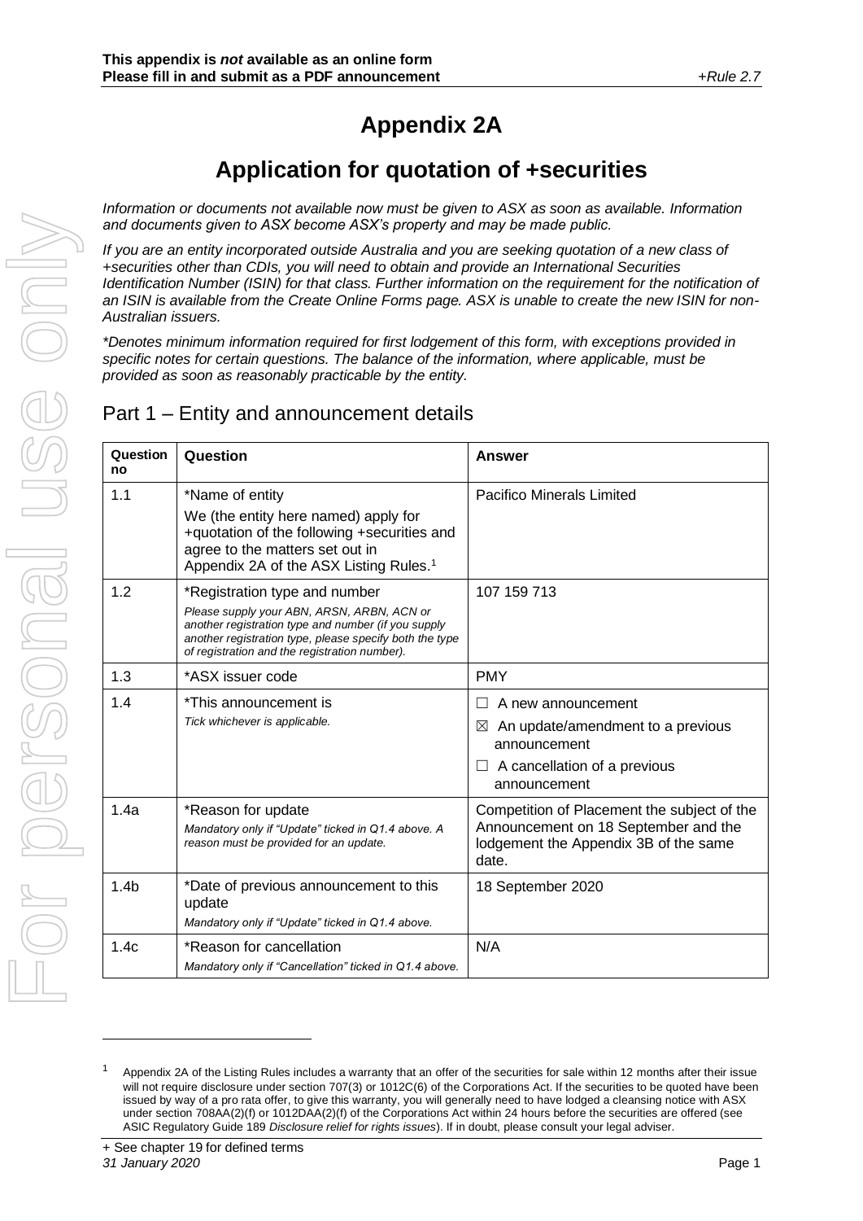**This appendix is *not* available as an online form**
**Please fill in and submit as a PDF announcement**

*+Rule 2.7*

# Appendix 2A

## Application for quotation of +securities

*Information or documents not available now must be given to ASX as soon as available. Information and documents given to ASX become ASX's property and may be made public.*

*If you are an entity incorporated outside Australia and you are seeking quotation of a new class of +securities other than CDIs, you will need to obtain and provide an International Securities Identification Number (ISIN) for that class. Further information on the requirement for the notification of an ISIN is available from the Create Online Forms page. ASX is unable to create the new ISIN for non-Australian issuers.*

*\*Denotes minimum information required for first lodgement of this form, with exceptions provided in specific notes for certain questions. The balance of the information, where applicable, must be provided as soon as reasonably practicable by the entity.*

## Part 1 – Entity and announcement details

| Question no | Question | Answer |
|---|---|---|
| 1.1 | *Name of entity<br>We (the entity here named) apply for +quotation of the following +securities and agree to the matters set out in Appendix 2A of the ASX Listing Rules.[1] | Pacifico Minerals Limited |
| 1.2 | *Registration type and number<br>*Please supply your ABN, ARSN, ARBN, ACN or another registration type and number (if you supply another registration type, please specify both the type of registration and the registration number).* | 107 159 713 |
| 1.3 | *ASX issuer code | PMY |
| 1.4 | *This announcement is<br>*Tick whichever is applicable.* | ☐ A new announcement<br>☒ An update/amendment to a previous announcement<br>☐ A cancellation of a previous announcement |
| 1.4a | *Reason for update<br>*Mandatory only if "Update" ticked in Q1.4 above. A reason must be provided for an update.* | Competition of Placement the subject of the Announcement on 18 September and the lodgement the Appendix 3B of the same date. |
| 1.4b | *Date of previous announcement to this update<br>*Mandatory only if "Update" ticked in Q1.4 above.* | 18 September 2020 |
| 1.4c | *Reason for cancellation<br>*Mandatory only if "Cancellation" ticked in Q1.4 above.* | N/A |

[1] Appendix 2A of the Listing Rules includes a warranty that an offer of the securities for sale within 12 months after their issue will not require disclosure under section 707(3) or 1012C(6) of the Corporations Act. If the securities to be quoted have been issued by way of a pro rata offer, to give this warranty, you will generally need to have lodged a cleansing notice with ASX under section 708AA(2)(f) or 1012DAA(2)(f) of the Corporations Act within 24 hours before the securities are offered (see ASIC Regulatory Guide 189 *Disclosure relief for rights issues*). If in doubt, please consult your legal adviser.

+ See chapter 19 for defined terms
*31 January 2020*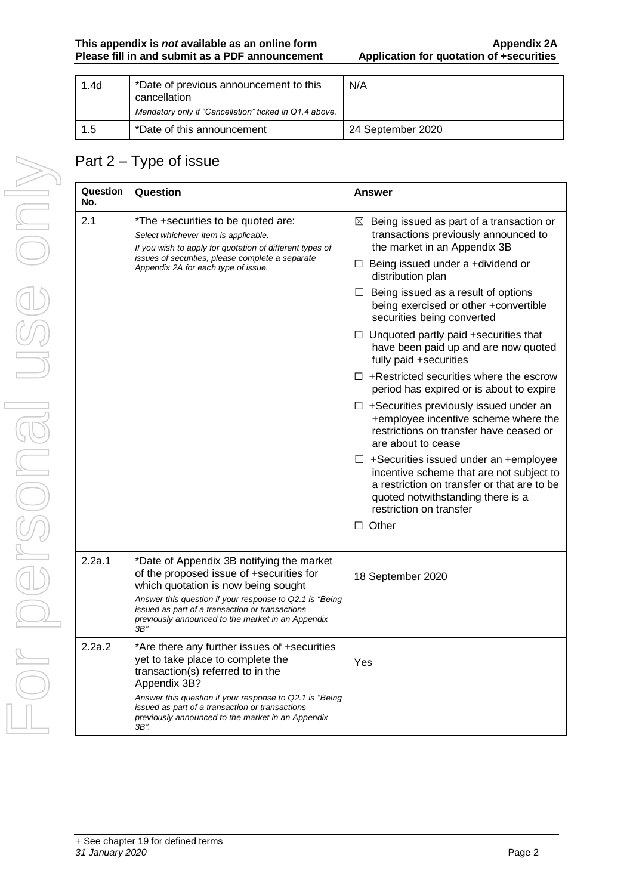| 1.4d | *Date of previous announcement to this cancellation<br>*Mandatory only if "Cancellation" ticked in Q1.4 above.* | N/A |
|---|---|---|
| 1.5 | *Date of this announcement | 24 September 2020 |

## Part 2 – Type of issue

| Question No. | Question | Answer |
|---|---|---|
| 2.1 | *The +securities to be quoted are:<br>*Select whichever item is applicable.*<br>*If you wish to apply for quotation of different types of issues of securities, please complete a separate Appendix 2A for each type of issue.* | ☒ Being issued as part of a transaction or transactions previously announced to the market in an Appendix 3B<br>☐ Being issued under a +dividend or distribution plan<br>☐ Being issued as a result of options being exercised or other +convertible securities being converted<br>☐ Unquoted partly paid +securities that have been paid up and are now quoted fully paid +securities<br>☐ +Restricted securities where the escrow period has expired or is about to expire<br>☐ +Securities previously issued under an +employee incentive scheme where the restrictions on transfer have ceased or are about to cease<br>☐ +Securities issued under an +employee incentive scheme that are not subject to a restriction on transfer or that are to be quoted notwithstanding there is a restriction on transfer<br>☐ Other |
| 2.2a.1 | *Date of Appendix 3B notifying the market of the proposed issue of +securities for which quotation is now being sought<br>*Answer this question if your response to Q2.1 is "Being issued as part of a transaction or transactions previously announced to the market in an Appendix 3B"* | 18 September 2020 |
| 2.2a.2 | *Are there any further issues of +securities yet to take place to complete the transaction(s) referred to in the Appendix 3B?<br>*Answer this question if your response to Q2.1 is "Being issued as part of a transaction or transactions previously announced to the market in an Appendix 3B".* | Yes |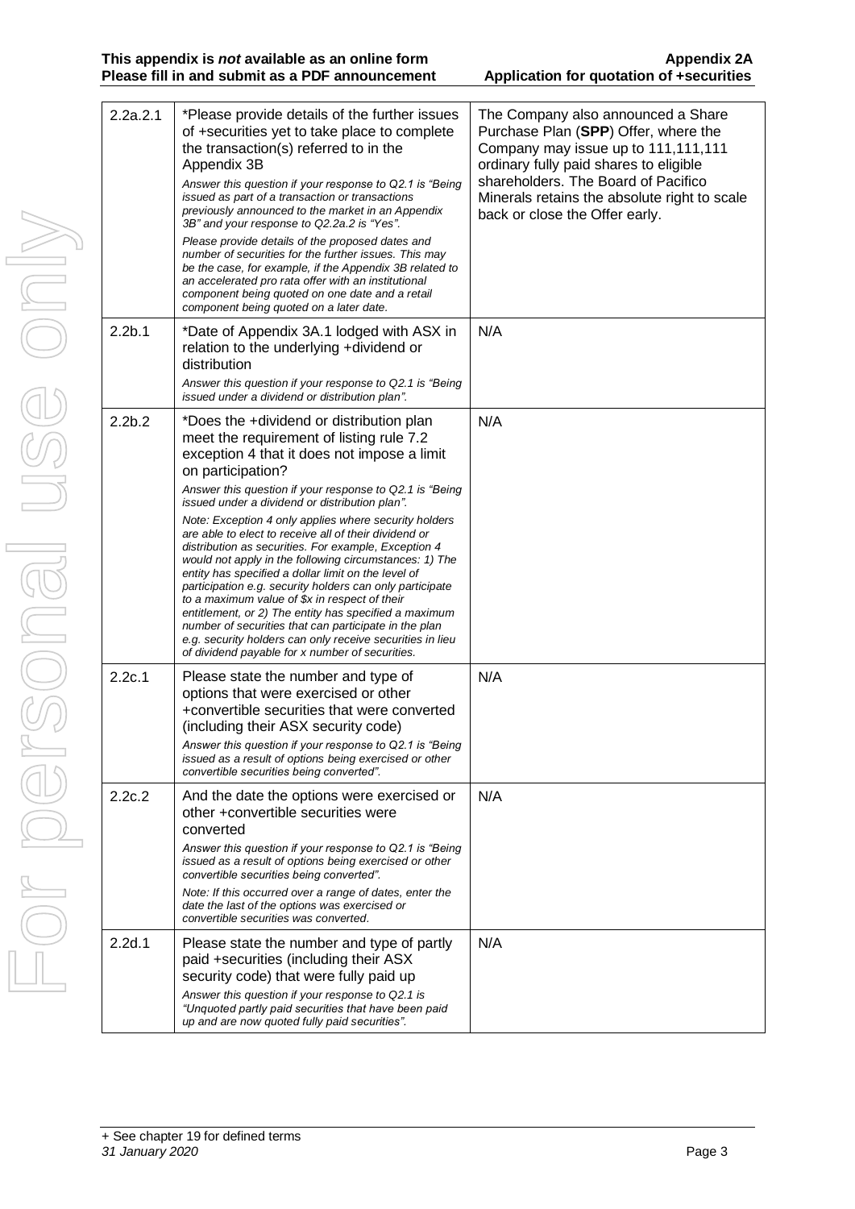| 2.2a.2.1 | *Please provide details of the further issues of +securities yet to take place to complete the transaction(s) referred to in the Appendix 3B<br>*Answer this question if your response to Q2.1 is "Being issued as part of a transaction or transactions previously announced to the market in an Appendix 3B" and your response to Q2.2a.2 is "Yes".*<br>*Please provide details of the proposed dates and number of securities for the further issues. This may be the case, for example, if the Appendix 3B related to an accelerated pro rata offer with an institutional component being quoted on one date and a retail component being quoted on a later date.* | The Company also announced a Share Purchase Plan (**SPP**) Offer, where the Company may issue up to 111,111,111 ordinary fully paid shares to eligible shareholders. The Board of Pacifico Minerals retains the absolute right to scale back or close the Offer early. |
|---|---|---|
| 2.2b.1 | *Date of Appendix 3A.1 lodged with ASX in relation to the underlying +dividend or distribution<br>*Answer this question if your response to Q2.1 is "Being issued under a dividend or distribution plan".* | N/A |
| 2.2b.2 | *Does the +dividend or distribution plan meet the requirement of listing rule 7.2 exception 4 that it does not impose a limit on participation?<br>*Answer this question if your response to Q2.1 is "Being issued under a dividend or distribution plan".*<br>*Note: Exception 4 only applies where security holders are able to elect to receive all of their dividend or distribution as securities. For example, Exception 4 would not apply in the following circumstances: 1) The entity has specified a dollar limit on the level of participation e.g. security holders can only participate to a maximum value of $x in respect of their entitlement, or 2) The entity has specified a maximum number of securities that can participate in the plan e.g. security holders can only receive securities in lieu of dividend payable for x number of securities.* | N/A |
| 2.2c.1 | Please state the number and type of options that were exercised or other +convertible securities that were converted (including their ASX security code)<br>*Answer this question if your response to Q2.1 is "Being issued as a result of options being exercised or other convertible securities being converted".* | N/A |
| 2.2c.2 | And the date the options were exercised or other +convertible securities were converted<br>*Answer this question if your response to Q2.1 is "Being issued as a result of options being exercised or other convertible securities being converted".*<br>*Note: If this occurred over a range of dates, enter the date the last of the options was exercised or convertible securities was converted.* | N/A |
| 2.2d.1 | Please state the number and type of partly paid +securities (including their ASX security code) that were fully paid up<br>*Answer this question if your response to Q2.1 is "Unquoted partly paid securities that have been paid up and are now quoted fully paid securities".* | N/A |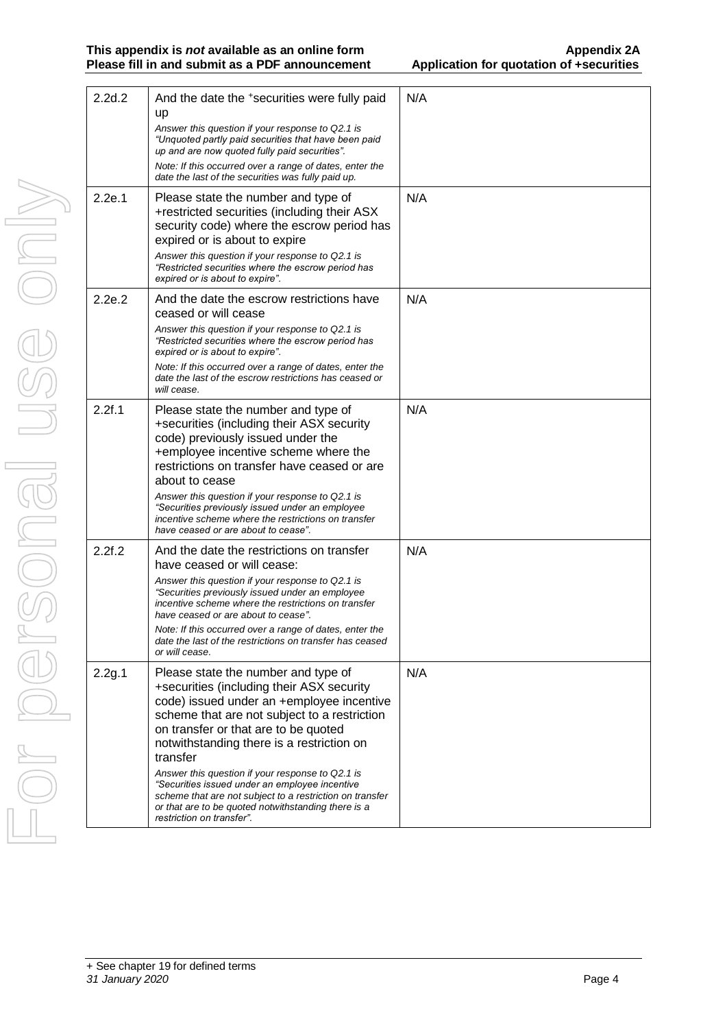| | | |
|---|---|---|
| 2.2d.2 | And the date the +securities were fully paid up<br>*Answer this question if your response to Q2.1 is "Unquoted partly paid securities that have been paid up and are now quoted fully paid securities".*<br>*Note: If this occurred over a range of dates, enter the date the last of the securities was fully paid up.* | N/A |
| 2.2e.1 | Please state the number and type of +restricted securities (including their ASX security code) where the escrow period has expired or is about to expire<br>*Answer this question if your response to Q2.1 is "Restricted securities where the escrow period has expired or is about to expire".* | N/A |
| 2.2e.2 | And the date the escrow restrictions have ceased or will cease<br>*Answer this question if your response to Q2.1 is "Restricted securities where the escrow period has expired or is about to expire".*<br>*Note: If this occurred over a range of dates, enter the date the last of the escrow restrictions has ceased or will cease.* | N/A |
| 2.2f.1 | Please state the number and type of +securities (including their ASX security code) previously issued under the +employee incentive scheme where the restrictions on transfer have ceased or are about to cease<br>*Answer this question if your response to Q2.1 is "Securities previously issued under an employee incentive scheme where the restrictions on transfer have ceased or are about to cease".* | N/A |
| 2.2f.2 | And the date the restrictions on transfer have ceased or will cease:<br>*Answer this question if your response to Q2.1 is "Securities previously issued under an employee incentive scheme where the restrictions on transfer have ceased or are about to cease".*<br>*Note: If this occurred over a range of dates, enter the date the last of the restrictions on transfer has ceased or will cease.* | N/A |
| 2.2g.1 | Please state the number and type of +securities (including their ASX security code) issued under an +employee incentive scheme that are not subject to a restriction on transfer or that are to be quoted notwithstanding there is a restriction on transfer<br>*Answer this question if your response to Q2.1 is "Securities issued under an employee incentive scheme that are not subject to a restriction on transfer or that are to be quoted notwithstanding there is a restriction on transfer".* | N/A |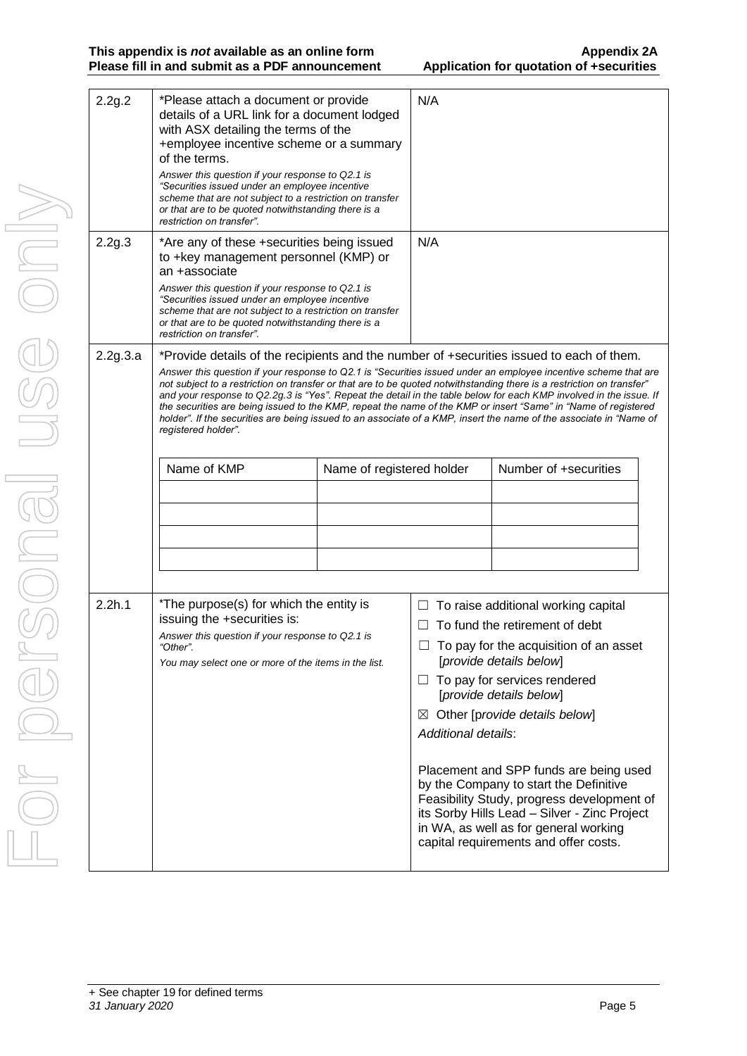| 2.2g.2 | *Please attach a document or provide details of a URL link for a document lodged with ASX detailing the terms of the +employee incentive scheme or a summary of the terms.<br>*Answer this question if your response to Q2.1 is "Securities issued under an employee incentive scheme that are not subject to a restriction on transfer or that are to be quoted notwithstanding there is a restriction on transfer".* | N/A |
|---|---|---|
| 2.2g.3 | *Are any of these +securities being issued to +key management personnel (KMP) or an +associate<br>*Answer this question if your response to Q2.1 is "Securities issued under an employee incentive scheme that are not subject to a restriction on transfer or that are to be quoted notwithstanding there is a restriction on transfer".* | N/A |
| 2.2g.3.a | *Provide details of the recipients and the number of +securities issued to each of them.<br>*Answer this question if your response to Q2.1 is "Securities issued under an employee incentive scheme that are not subject to a restriction on transfer or that are to be quoted notwithstanding there is a restriction on transfer" and your response to Q2.2g.3 is "Yes". Repeat the detail in the table below for each KMP involved in the issue. If the securities are being issued to the KMP, repeat the name of the KMP or insert "Same" in "Name of registered holder". If the securities are being issued to an associate of a KMP, insert the name of the associate in "Name of registered holder".* | |
| 2.2h.1 | *The purpose(s) for which the entity is issuing the +securities is:<br>*Answer this question if your response to Q2.1 is "Other".*<br>*You may select one or more of the items in the list.* | ☐ To raise additional working capital<br>☐ To fund the retirement of debt<br>☐ To pay for the acquisition of an asset [*provide details below*]<br>☐ To pay for services rendered [*provide details below*]<br>☒ Other [*provide details below*]<br>*Additional details*:<br><br>Placement and SPP funds are being used by the Company to start the Definitive Feasibility Study, progress development of its Sorby Hills Lead – Silver - Zinc Project in WA, as well as for general working capital requirements and offer costs. |

| Name of KMP | Name of registered holder | Number of +securities |
|---|---|---|
| | | |
| | | |
| | | |
| | | |

+ See chapter 19 for defined terms
*31 January 2020*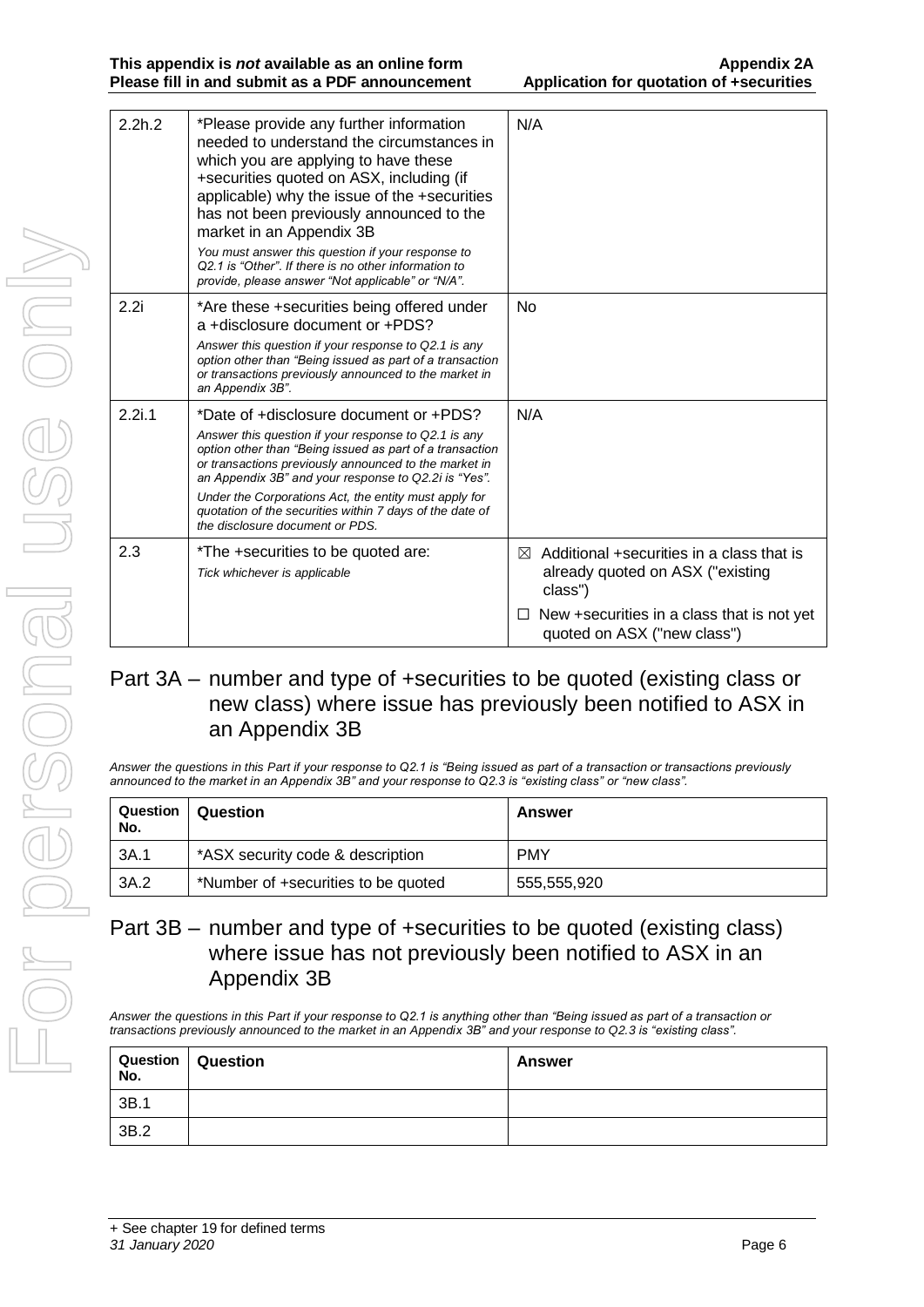| | | |
|---|---|---|
| 2.2h.2 | *Please provide any further information needed to understand the circumstances in which you are applying to have these +securities quoted on ASX, including (if applicable) why the issue of the +securities has not been previously announced to the market in an Appendix 3B<br>*You must answer this question if your response to Q2.1 is "Other". If there is no other information to provide, please answer "Not applicable" or "N/A".* | N/A |
| 2.2i | *Are these +securities being offered under a +disclosure document or +PDS?<br>*Answer this question if your response to Q2.1 is any option other than "Being issued as part of a transaction or transactions previously announced to the market in an Appendix 3B".* | No |
| 2.2i.1 | *Date of +disclosure document or +PDS?<br>*Answer this question if your response to Q2.1 is any option other than "Being issued as part of a transaction or transactions previously announced to the market in an Appendix 3B" and your response to Q2.2i is "Yes".*<br>*Under the Corporations Act, the entity must apply for quotation of the securities within 7 days of the date of the disclosure document or PDS.* | N/A |
| 2.3 | *The +securities to be quoted are:<br>*Tick whichever is applicable* | ☒ Additional +securities in a class that is already quoted on ASX ("existing class")<br>☐ New +securities in a class that is not yet quoted on ASX ("new class") |

## Part 3A – number and type of +securities to be quoted (existing class or new class) where issue has previously been notified to ASX in an Appendix 3B

*Answer the questions in this Part if your response to Q2.1 is "Being issued as part of a transaction or transactions previously announced to the market in an Appendix 3B" and your response to Q2.3 is "existing class" or "new class".*

| Question No. | Question | Answer |
|---|---|---|
| 3A.1 | *ASX security code & description | PMY |
| 3A.2 | *Number of +securities to be quoted | 555,555,920 |

## Part 3B – number and type of +securities to be quoted (existing class) where issue has not previously been notified to ASX in an Appendix 3B

*Answer the questions in this Part if your response to Q2.1 is anything other than "Being issued as part of a transaction or transactions previously announced to the market in an Appendix 3B" and your response to Q2.3 is "existing class".*

| Question No. | Question | Answer |
|---|---|---|
| 3B.1 | | |
| 3B.2 | | |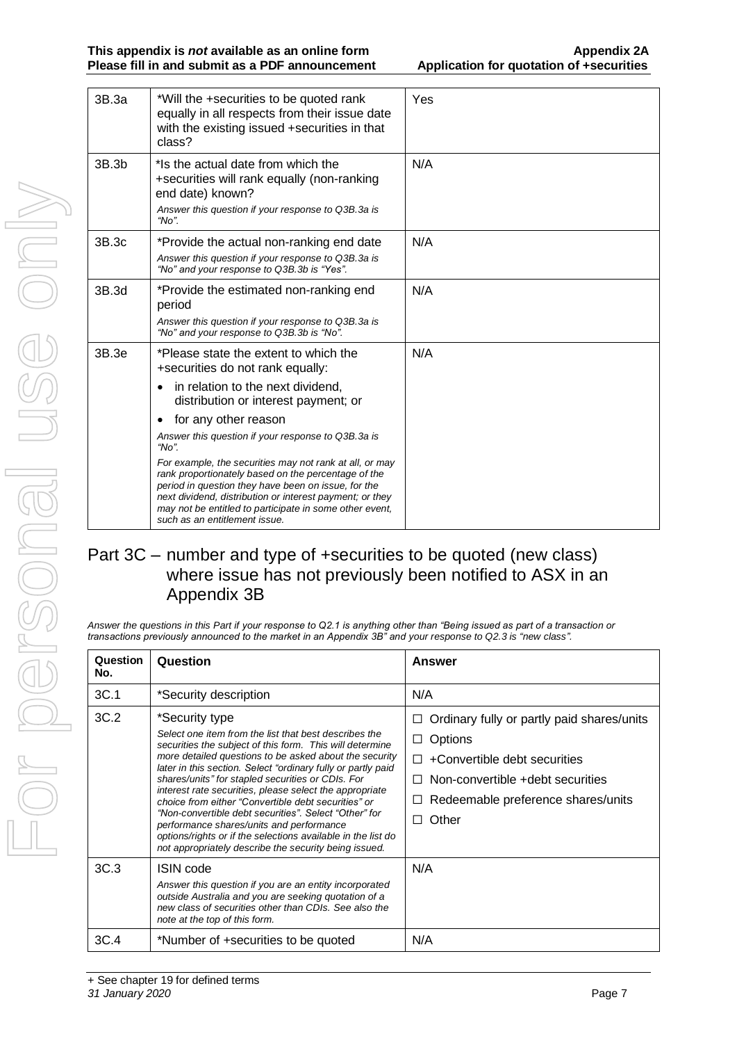| 3B.3a | *Will the +securities to be quoted rank equally in all respects from their issue date with the existing issued +securities in that class? | Yes |
|---|---|---|
| 3B.3b | *Is the actual date from which the +securities will rank equally (non-ranking end date) known?<br>*Answer this question if your response to Q3B.3a is "No".* | N/A |
| 3B.3c | *Provide the actual non-ranking end date<br>*Answer this question if your response to Q3B.3a is "No" and your response to Q3B.3b is "Yes".* | N/A |
| 3B.3d | *Provide the estimated non-ranking end period<br>*Answer this question if your response to Q3B.3a is "No" and your response to Q3B.3b is "No".* | N/A |
| 3B.3e | *Please state the extent to which the +securities do not rank equally:<br>• in relation to the next dividend, distribution or interest payment; or<br>• for any other reason<br>*Answer this question if your response to Q3B.3a is "No".*<br>*For example, the securities may not rank at all, or may rank proportionately based on the percentage of the period in question they have been on issue, for the next dividend, distribution or interest payment; or they may not be entitled to participate in some other event, such as an entitlement issue.* | N/A |

## Part 3C – number and type of +securities to be quoted (new class) where issue has not previously been notified to ASX in an Appendix 3B

*Answer the questions in this Part if your response to Q2.1 is anything other than "Being issued as part of a transaction or transactions previously announced to the market in an Appendix 3B" and your response to Q2.3 is "new class".*

| Question No. | Question | Answer |
|---|---|---|
| 3C.1 | *Security description | N/A |
| 3C.2 | *Security type<br>*Select one item from the list that best describes the securities the subject of this form. This will determine more detailed questions to be asked about the security later in this section. Select "ordinary fully or partly paid shares/units" for stapled securities or CDIs. For interest rate securities, please select the appropriate choice from either "Convertible debt securities" or "Non-convertible debt securities". Select "Other" for performance shares/units and performance options/rights or if the selections available in the list do not appropriately describe the security being issued.* | ☐ Ordinary fully or partly paid shares/units<br>☐ Options<br>☐ +Convertible debt securities<br>☐ Non-convertible +debt securities<br>☐ Redeemable preference shares/units<br>☐ Other |
| 3C.3 | ISIN code<br>*Answer this question if you are an entity incorporated outside Australia and you are seeking quotation of a new class of securities other than CDIs. See also the note at the top of this form.* | N/A |
| 3C.4 | *Number of +securities to be quoted | N/A |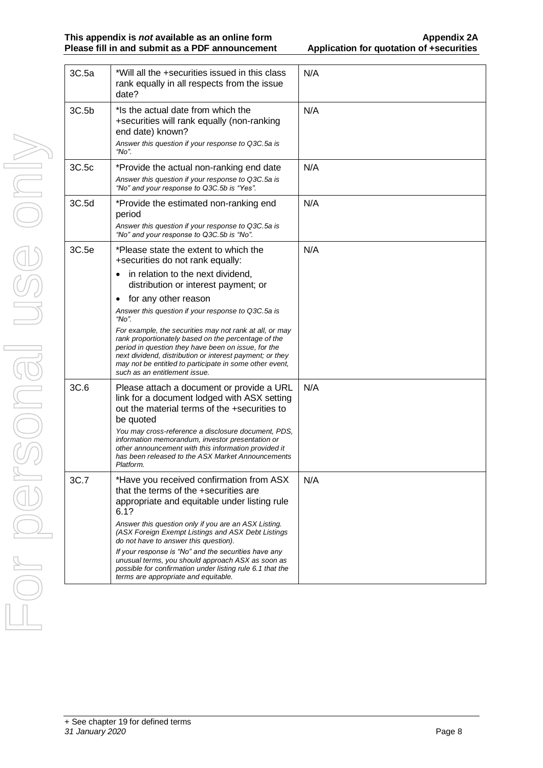| | | |
|---|---|---|
| 3C.5a | *Will all the +securities issued in this class rank equally in all respects from the issue date? | N/A |
| 3C.5b | *Is the actual date from which the +securities will rank equally (non-ranking end date) known?<br>*Answer this question if your response to Q3C.5a is "No".* | N/A |
| 3C.5c | *Provide the actual non-ranking end date<br>*Answer this question if your response to Q3C.5a is "No" and your response to Q3C.5b is "Yes".* | N/A |
| 3C.5d | *Provide the estimated non-ranking end period<br>*Answer this question if your response to Q3C.5a is "No" and your response to Q3C.5b is "No".* | N/A |
| 3C.5e | *Please state the extent to which the +securities do not rank equally:<br>• in relation to the next dividend, distribution or interest payment; or<br>• for any other reason<br>*Answer this question if your response to Q3C.5a is "No".*<br>*For example, the securities may not rank at all, or may rank proportionately based on the percentage of the period in question they have been on issue, for the next dividend, distribution or interest payment; or they may not be entitled to participate in some other event, such as an entitlement issue.* | N/A |
| 3C.6 | Please attach a document or provide a URL link for a document lodged with ASX setting out the material terms of the +securities to be quoted<br>*You may cross-reference a disclosure document, PDS, information memorandum, investor presentation or other announcement with this information provided it has been released to the ASX Market Announcements Platform.* | N/A |
| 3C.7 | *Have you received confirmation from ASX that the terms of the +securities are appropriate and equitable under listing rule 6.1?<br>*Answer this question only if you are an ASX Listing. (ASX Foreign Exempt Listings and ASX Debt Listings do not have to answer this question).*<br>*If your response is "No" and the securities have any unusual terms, you should approach ASX as soon as possible for confirmation under listing rule 6.1 that the terms are appropriate and equitable.* | N/A |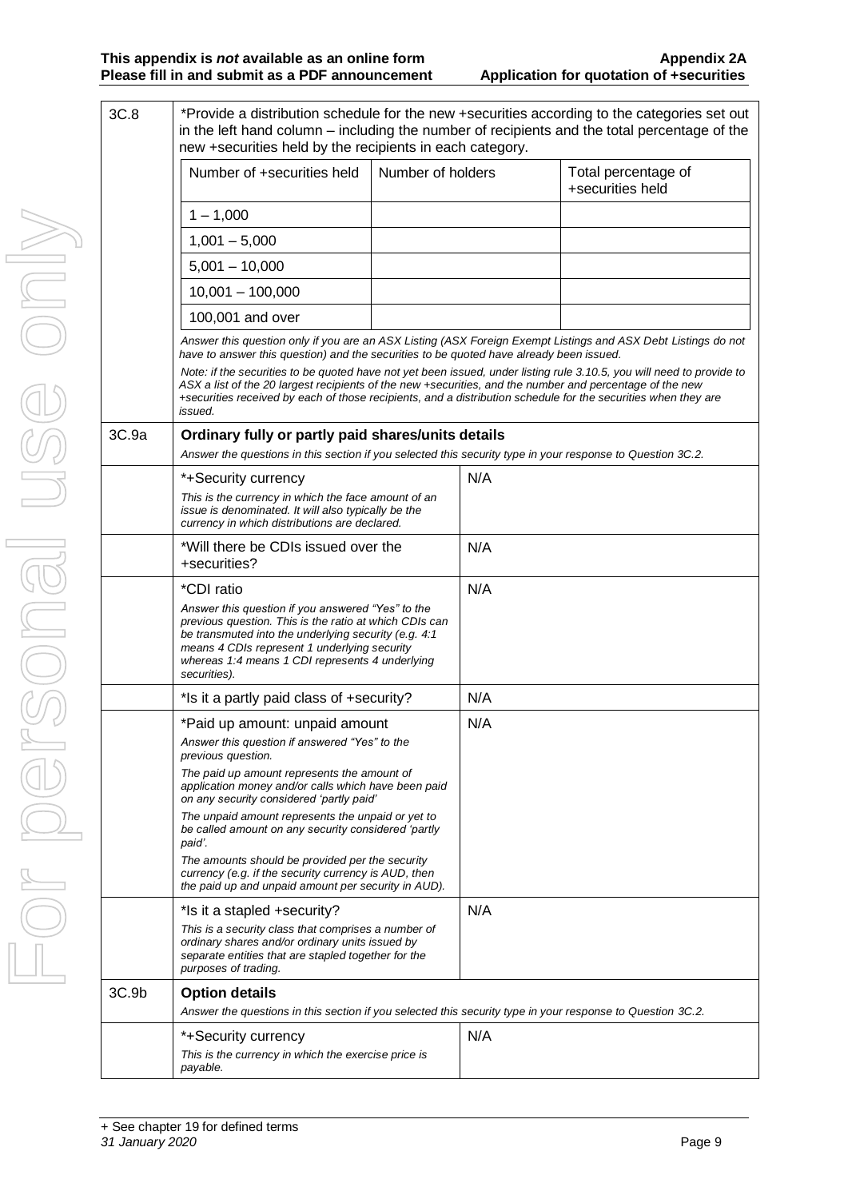| | | |
|---|---|---|
| 3C.8 | *Provide a distribution schedule for the new +securities according to the categories set out in the left hand column – including the number of recipients and the total percentage of the new +securities held by the recipients in each category. | |

| Number of +securities held | Number of holders | Total percentage of +securities held |
|---|---|---|
| 1 – 1,000 | | |
| 1,001 – 5,000 | | |
| 5,001 – 10,000 | | |
| 10,001 – 100,000 | | |
| 100,001 and over | | |

*Answer this question only if you are an ASX Listing (ASX Foreign Exempt Listings and ASX Debt Listings do not have to answer this question) and the securities to be quoted have already been issued.*

*Note: if the securities to be quoted have not yet been issued, under listing rule 3.10.5, you will need to provide to ASX a list of the 20 largest recipients of the new +securities, and the number and percentage of the new +securities received by each of those recipients, and a distribution schedule for the securities when they are issued.*

| | | |
|---|---|---|
| 3C.9a | **Ordinary fully or partly paid shares/units details**<br>*Answer the questions in this section if you selected this security type in your response to Question 3C.2.* | |
| | *+Security currency<br>*This is the currency in which the face amount of an issue is denominated. It will also typically be the currency in which distributions are declared.* | N/A |
| | *Will there be CDIs issued over the +securities? | N/A |
| | *CDI ratio<br>*Answer this question if you answered "Yes" to the previous question. This is the ratio at which CDIs can be transmuted into the underlying security (e.g. 4:1 means 4 CDIs represent 1 underlying security whereas 1:4 means 1 CDI represents 4 underlying securities).* | N/A |
| | *Is it a partly paid class of +security? | N/A |
| | *Paid up amount: unpaid amount<br>*Answer this question if answered "Yes" to the previous question.*<br>*The paid up amount represents the amount of application money and/or calls which have been paid on any security considered 'partly paid'*<br>*The unpaid amount represents the unpaid or yet to be called amount on any security considered 'partly paid'.*<br>*The amounts should be provided per the security currency (e.g. if the security currency is AUD, then the paid up and unpaid amount per security in AUD).* | N/A |
| | *Is it a stapled +security?<br>*This is a security class that comprises a number of ordinary shares and/or ordinary units issued by separate entities that are stapled together for the purposes of trading.* | N/A |
| 3C.9b | **Option details**<br>*Answer the questions in this section if you selected this security type in your response to Question 3C.2.* | |
| | *+Security currency<br>*This is the currency in which the exercise price is payable.* | N/A |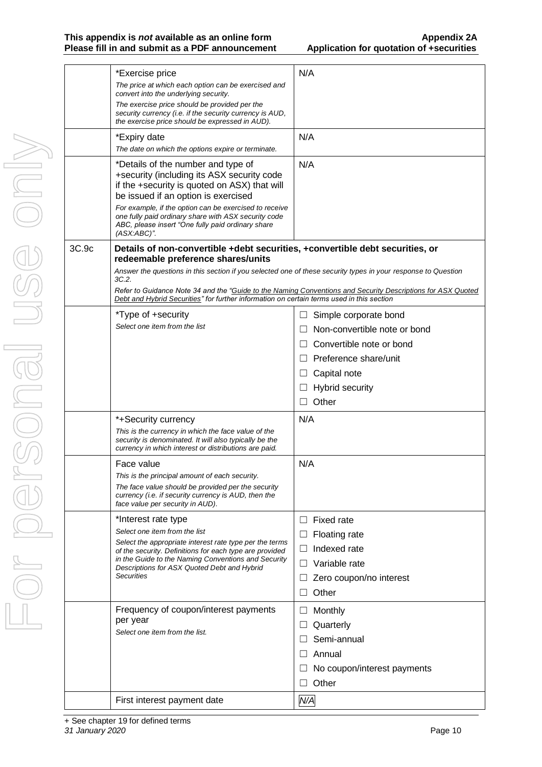| | | |
|---|---|---|
| | *Exercise price<br>*The price at which each option can be exercised and convert into the underlying security.*<br>*The exercise price should be provided per the security currency (i.e. if the security currency is AUD, the exercise price should be expressed in AUD).* | N/A |
| | *Expiry date<br>*The date on which the options expire or terminate.* | N/A |
| | *Details of the number and type of +security (including its ASX security code if the +security is quoted on ASX) that will be issued if an option is exercised<br>*For example, if the option can be exercised to receive one fully paid ordinary share with ASX security code ABC, please insert "One fully paid ordinary share (ASX:ABC)".* | N/A |
| 3C.9c | **Details of non-convertible +debt securities, +convertible debt securities, or redeemable preference shares/units**<br>*Answer the questions in this section if you selected one of these security types in your response to Question 3C.2.*<br>*Refer to Guidance Note 34 and the "Guide to the Naming Conventions and Security Descriptions for ASX Quoted Debt and Hybrid Securities" for further information on certain terms used in this section* | |
| | *Type of +security<br>*Select one item from the list* | ☐ Simple corporate bond<br>☐ Non-convertible note or bond<br>☐ Convertible note or bond<br>☐ Preference share/unit<br>☐ Capital note<br>☐ Hybrid security<br>☐ Other |
| | *+Security currency<br>*This is the currency in which the face value of the security is denominated. It will also typically be the currency in which interest or distributions are paid.* | N/A |
| | Face value<br>*This is the principal amount of each security.*<br>*The face value should be provided per the security currency (i.e. if security currency is AUD, then the face value per security in AUD).* | N/A |
| | *Interest rate type<br>*Select one item from the list*<br>*Select the appropriate interest rate type per the terms of the security. Definitions for each type are provided in the Guide to the Naming Conventions and Security Descriptions for ASX Quoted Debt and Hybrid Securities* | ☐ Fixed rate<br>☐ Floating rate<br>☐ Indexed rate<br>☐ Variable rate<br>☐ Zero coupon/no interest<br>☐ Other |
| | Frequency of coupon/interest payments per year<br>*Select one item from the list.* | ☐ Monthly<br>☐ Quarterly<br>☐ Semi-annual<br>☐ Annual<br>☐ No coupon/interest payments<br>☐ Other |
| | First interest payment date | *N/A* |

+ See chapter 19 for defined terms
*31 January 2020*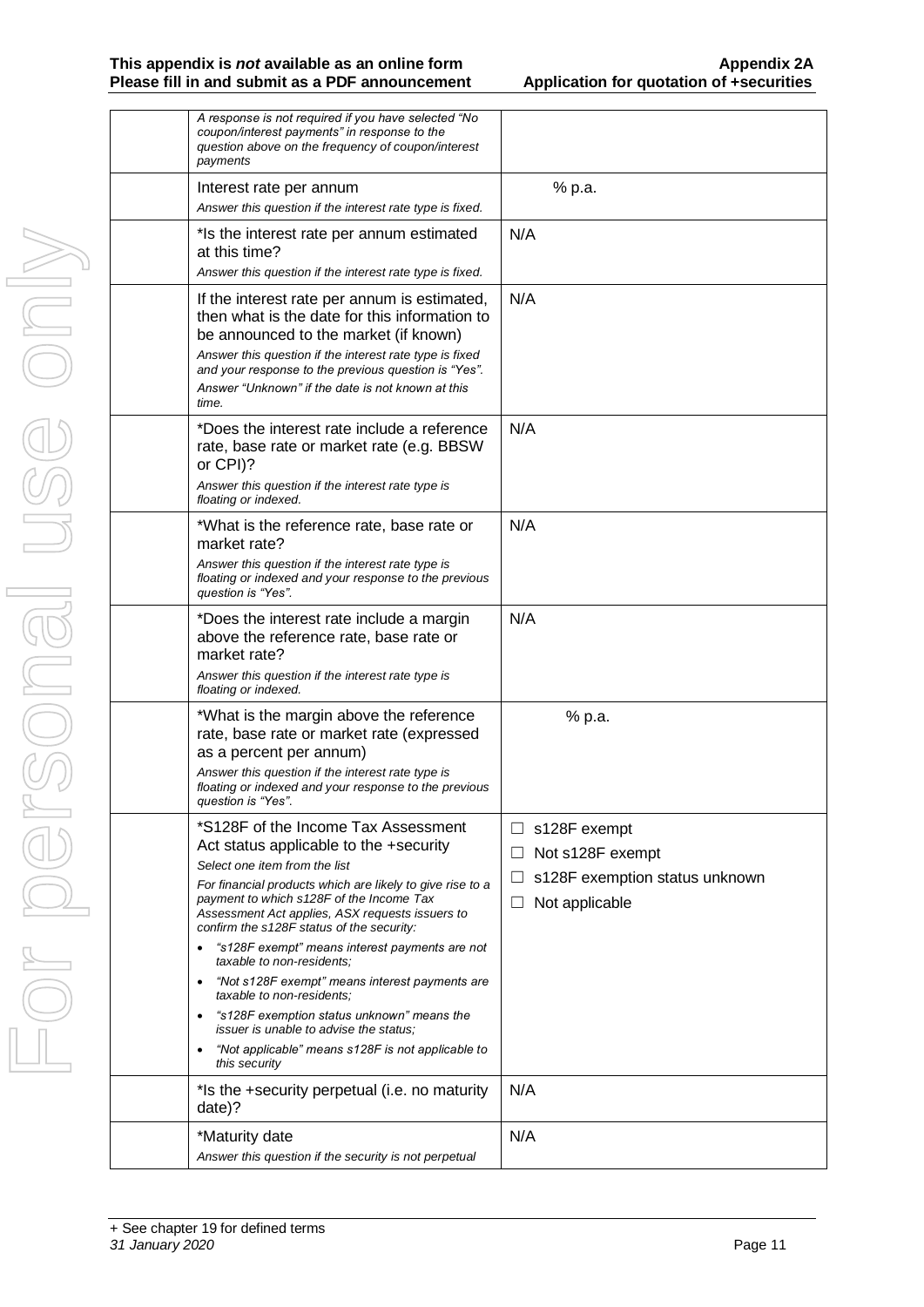| | | |
|---|---|---|
| | *A response is not required if you have selected "No coupon/interest payments" in response to the question above on the frequency of coupon/interest payments* | |
| | Interest rate per annum<br>*Answer this question if the interest rate type is fixed.* | % p.a. |
| | *Is the interest rate per annum estimated at this time?<br>*Answer this question if the interest rate type is fixed.* | N/A |
| | If the interest rate per annum is estimated, then what is the date for this information to be announced to the market (if known)<br>*Answer this question if the interest rate type is fixed and your response to the previous question is "Yes".*<br>*Answer "Unknown" if the date is not known at this time.* | N/A |
| | *Does the interest rate include a reference rate, base rate or market rate (e.g. BBSW or CPI)?<br>*Answer this question if the interest rate type is floating or indexed.* | N/A |
| | *What is the reference rate, base rate or market rate?<br>*Answer this question if the interest rate type is floating or indexed and your response to the previous question is "Yes".* | N/A |
| | *Does the interest rate include a margin above the reference rate, base rate or market rate?<br>*Answer this question if the interest rate type is floating or indexed.* | N/A |
| | *What is the margin above the reference rate, base rate or market rate (expressed as a percent per annum)<br>*Answer this question if the interest rate type is floating or indexed and your response to the previous question is "Yes".* | % p.a. |
| | *S128F of the Income Tax Assessment Act status applicable to the +security<br>*Select one item from the list*<br>*For financial products which are likely to give rise to a payment to which s128F of the Income Tax Assessment Act applies, ASX requests issuers to confirm the s128F status of the security:*<br>• *"s128F exempt" means interest payments are not taxable to non-residents;*<br>• *"Not s128F exempt" means interest payments are taxable to non-residents;*<br>• *"s128F exemption status unknown" means the issuer is unable to advise the status;*<br>• *"Not applicable" means s128F is not applicable to this security* | ☐ s128F exempt<br>☐ Not s128F exempt<br>☐ s128F exemption status unknown<br>☐ Not applicable |
| | *Is the +security perpetual (i.e. no maturity date)? | N/A |
| | *Maturity date<br>*Answer this question if the security is not perpetual* | N/A |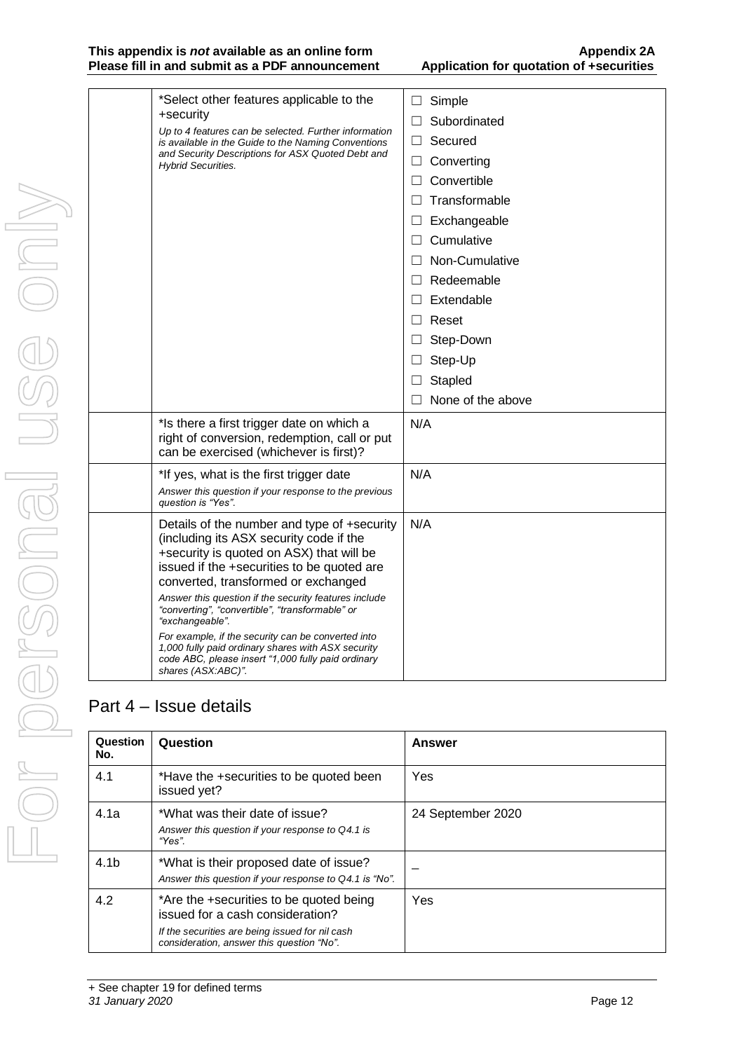|  | *Select other features applicable to the +security<br>*Up to 4 features can be selected. Further information is available in the Guide to the Naming Conventions and Security Descriptions for ASX Quoted Debt and Hybrid Securities.* | ☐ Simple<br>☐ Subordinated<br>☐ Secured<br>☐ Converting<br>☐ Convertible<br>☐ Transformable<br>☐ Exchangeable<br>☐ Cumulative<br>☐ Non-Cumulative<br>☐ Redeemable<br>☐ Extendable<br>☐ Reset<br>☐ Step-Down<br>☐ Step-Up<br>☐ Stapled<br>☐ None of the above |
|---|---|---|
|  | *Is there a first trigger date on which a right of conversion, redemption, call or put can be exercised (whichever is first)? | N/A |
|  | *If yes, what is the first trigger date<br>*Answer this question if your response to the previous question is "Yes".* | N/A |
|  | Details of the number and type of +security (including its ASX security code if the +security is quoted on ASX) that will be issued if the +securities to be quoted are converted, transformed or exchanged<br>*Answer this question if the security features include "converting", "convertible", "transformable" or "exchangeable".*<br>*For example, if the security can be converted into 1,000 fully paid ordinary shares with ASX security code ABC, please insert "1,000 fully paid ordinary shares (ASX:ABC)".* | N/A |

## Part 4 – Issue details

| Question No. | Question | Answer |
|---|---|---|
| 4.1 | *Have the +securities to be quoted been issued yet? | Yes |
| 4.1a | *What was their date of issue?<br>*Answer this question if your response to Q4.1 is "Yes".* | 24 September 2020 |
| 4.1b | *What is their proposed date of issue?<br>*Answer this question if your response to Q4.1 is "No".* | – |
| 4.2 | *Are the +securities to be quoted being issued for a cash consideration?<br>*If the securities are being issued for nil cash consideration, answer this question "No".* | Yes |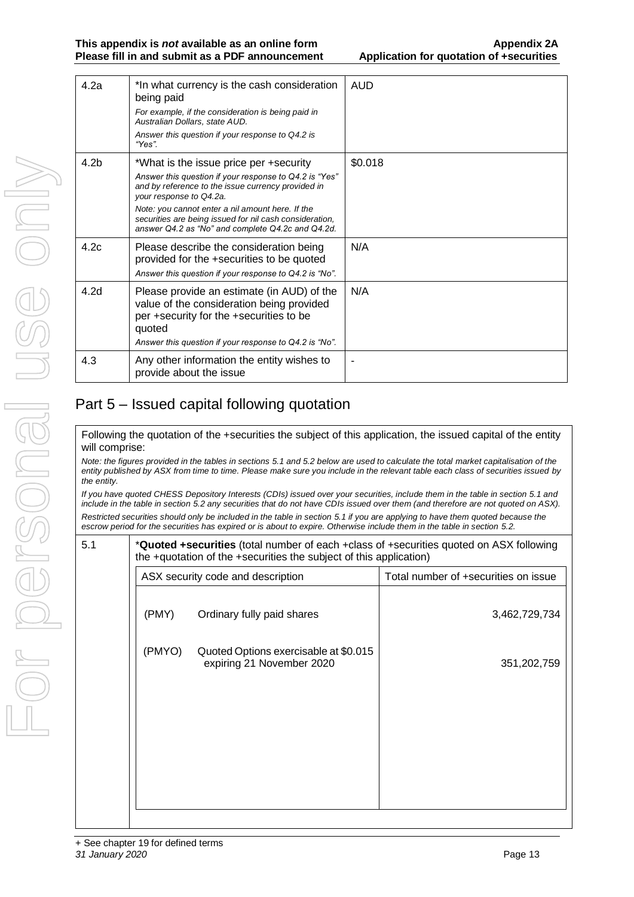| | | |
|---|---|---|
| 4.2a | *In what currency is the cash consideration being paid<br>*For example, if the consideration is being paid in Australian Dollars, state AUD.*<br>*Answer this question if your response to Q4.2 is "Yes".* | AUD |
| 4.2b | *What is the issue price per +security<br>*Answer this question if your response to Q4.2 is "Yes" and by reference to the issue currency provided in your response to Q4.2a.*<br>*Note: you cannot enter a nil amount here. If the securities are being issued for nil cash consideration, answer Q4.2 as "No" and complete Q4.2c and Q4.2d.* | $0.018 |
| 4.2c | Please describe the consideration being provided for the +securities to be quoted<br>*Answer this question if your response to Q4.2 is "No".* | N/A |
| 4.2d | Please provide an estimate (in AUD) of the value of the consideration being provided per +security for the +securities to be quoted<br>*Answer this question if your response to Q4.2 is "No".* | N/A |
| 4.3 | Any other information the entity wishes to provide about the issue | - |

## Part 5 – Issued capital following quotation

Following the quotation of the +securities the subject of this application, the issued capital of the entity will comprise:

*Note: the figures provided in the tables in sections 5.1 and 5.2 below are used to calculate the total market capitalisation of the entity published by ASX from time to time. Please make sure you include in the relevant table each class of securities issued by the entity.*

*If you have quoted CHESS Depository Interests (CDIs) issued over your securities, include them in the table in section 5.1 and include in the table in section 5.2 any securities that do not have CDIs issued over them (and therefore are not quoted on ASX).*

*Restricted securities should only be included in the table in section 5.1 if you are applying to have them quoted because the escrow period for the securities has expired or is about to expire. Otherwise include them in the table in section 5.2.*

5.1 ***Quoted +securities** (total number of each +class of +securities quoted on ASX following the +quotation of the +securities the subject of this application)

| ASX security code and description | | Total number of +securities on issue |
|---|---|---|
| (PMY) | Ordinary fully paid shares | 3,462,729,734 |
| (PMYO) | Quoted Options exercisable at $0.015 expiring 21 November 2020 | 351,202,759 |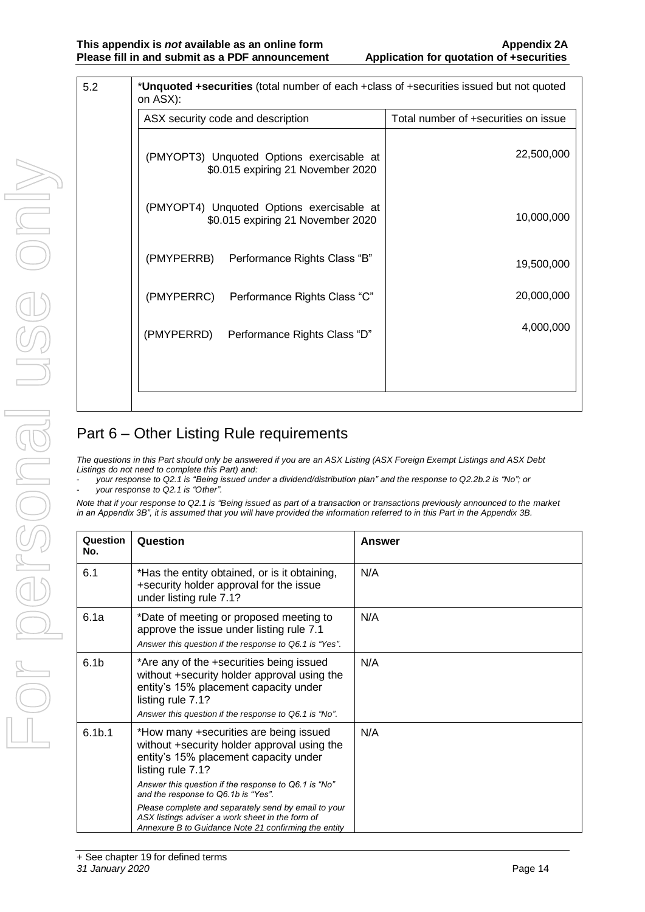| 5.2 | *Unquoted +securities (total number of each +class of +securities issued but not quoted on ASX): | |
|---|---|---|
| | ASX security code and description | Total number of +securities on issue |
| | (PMYOPT3) Unquoted Options exercisable at $0.015 expiring 21 November 2020 | 22,500,000 |
| | (PMYOPT4) Unquoted Options exercisable at $0.015 expiring 21 November 2020 | 10,000,000 |
| | (PMYPERRB) Performance Rights Class "B" | 19,500,000 |
| | (PMYPERRC) Performance Rights Class "C" | 20,000,000 |
| | (PMYPERRD) Performance Rights Class "D" | 4,000,000 |

## Part 6 – Other Listing Rule requirements

*The questions in this Part should only be answered if you are an ASX Listing (ASX Foreign Exempt Listings and ASX Debt Listings do not need to complete this Part) and:*

- *your response to Q2.1 is "Being issued under a dividend/distribution plan" and the response to Q2.2b.2 is "No"; or*
- *your response to Q2.1 is "Other".*

*Note that if your response to Q2.1 is "Being issued as part of a transaction or transactions previously announced to the market in an Appendix 3B", it is assumed that you will have provided the information referred to in this Part in the Appendix 3B.*

| Question No. | Question | Answer |
|---|---|---|
| 6.1 | *Has the entity obtained, or is it obtaining, +security holder approval for the issue under listing rule 7.1? | N/A |
| 6.1a | *Date of meeting or proposed meeting to approve the issue under listing rule 7.1<br>*Answer this question if the response to Q6.1 is "Yes".* | N/A |
| 6.1b | *Are any of the +securities being issued without +security holder approval using the entity's 15% placement capacity under listing rule 7.1?<br>*Answer this question if the response to Q6.1 is "No".* | N/A |
| 6.1b.1 | *How many +securities are being issued without +security holder approval using the entity's 15% placement capacity under listing rule 7.1?<br>*Answer this question if the response to Q6.1 is "No" and the response to Q6.1b is "Yes".*<br>*Please complete and separately send by email to your ASX listings adviser a work sheet in the form of Annexure B to Guidance Note 21 confirming the entity* | N/A |

+ See chapter 19 for defined terms
*31 January 2020*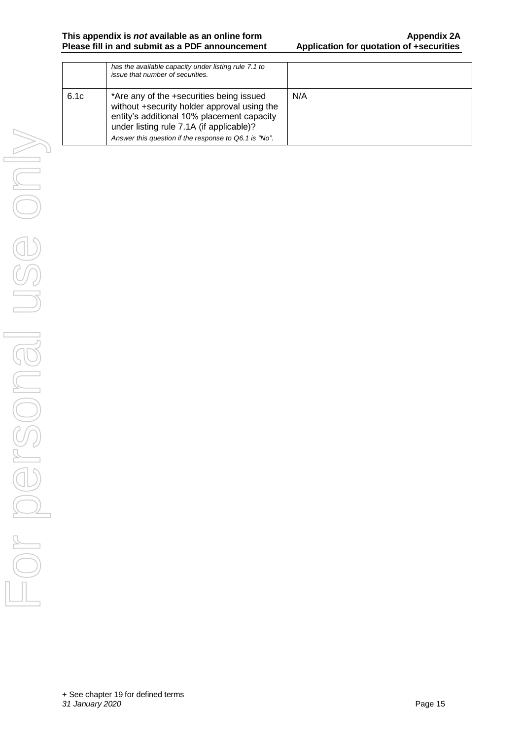|  |  |  |
| --- | --- | --- |
|  | *has the available capacity under listing rule 7.1 to issue that number of securities.* |  |
| 6.1c | *Are any of the +securities being issued without +security holder approval using the entity's additional 10% placement capacity under listing rule 7.1A (if applicable)? *Answer this question if the response to Q6.1 is "No".* | N/A |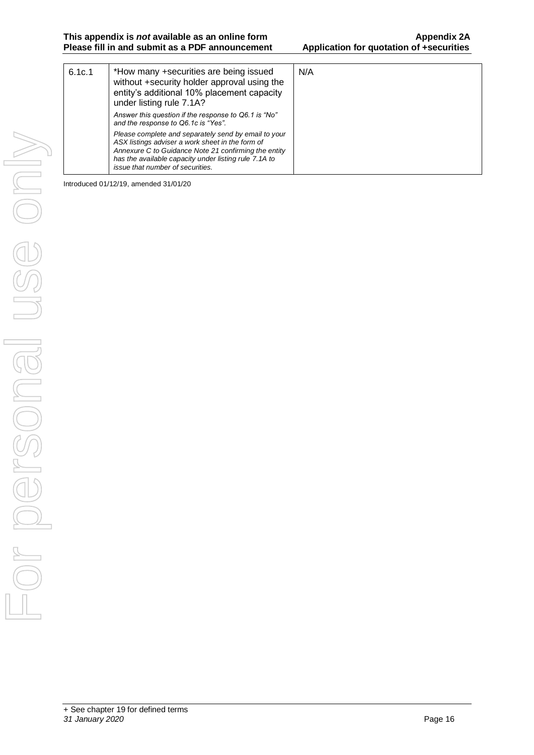| | | |
|---|---|---|
| 6.1c.1 | *How many +securities are being issued without +security holder approval using the entity's additional 10% placement capacity under listing rule 7.1A?<br>*Answer this question if the response to Q6.1 is "No" and the response to Q6.1c is "Yes".*<br>*Please complete and separately send by email to your ASX listings adviser a work sheet in the form of Annexure C to Guidance Note 21 confirming the entity has the available capacity under listing rule 7.1A to issue that number of securities.* | N/A |

Introduced 01/12/19, amended 31/01/20